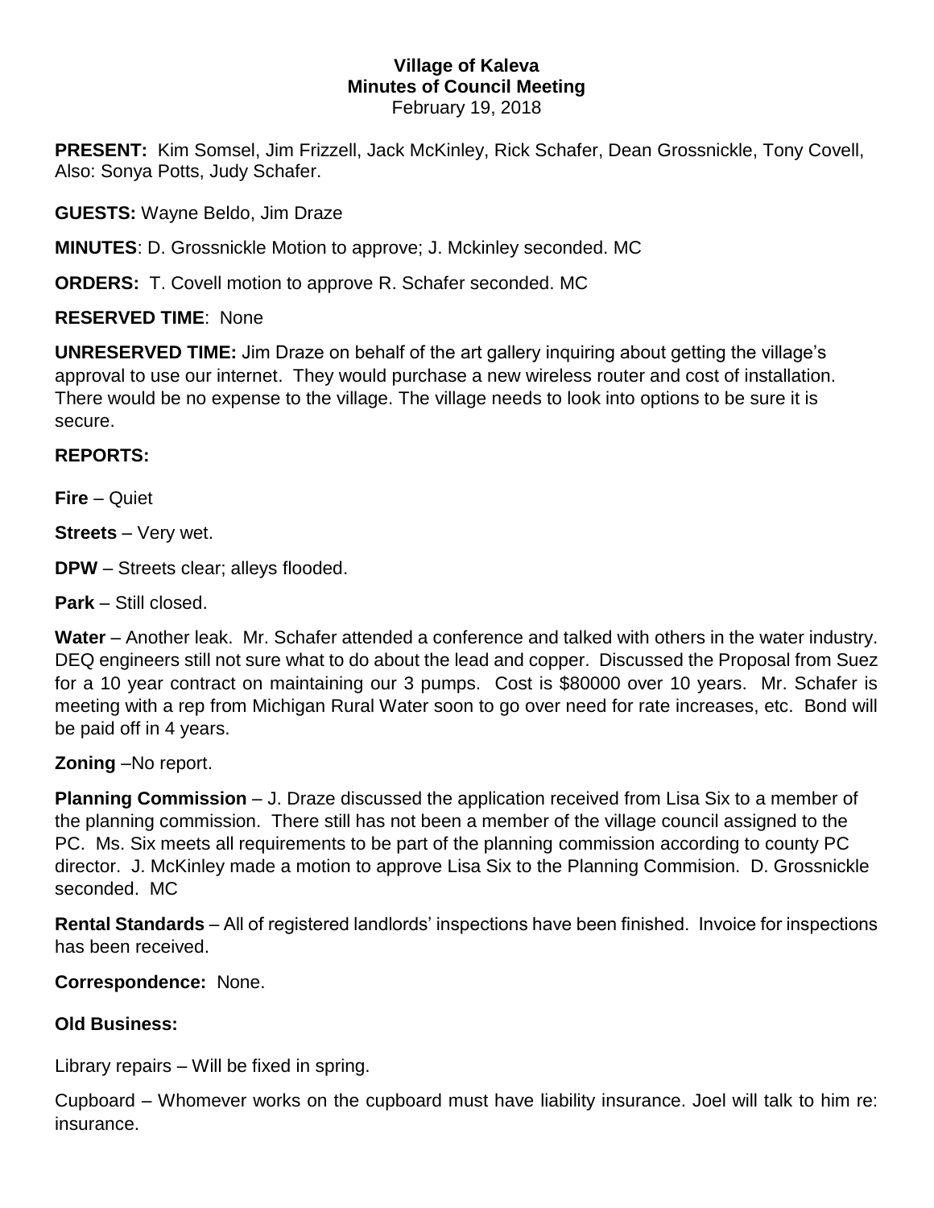**Village of Kaleva**
**Minutes of Council Meeting**
February 19, 2018

**PRESENT:** Kim Somsel, Jim Frizzell, Jack McKinley, Rick Schafer, Dean Grossnickle, Tony Covell, Also: Sonya Potts, Judy Schafer.

**GUESTS:** Wayne Beldo, Jim Draze

**MINUTES**: D. Grossnickle Motion to approve; J. Mckinley seconded. MC

**ORDERS:** T. Covell motion to approve R. Schafer seconded. MC

**RESERVED TIME**: None

**UNRESERVED TIME:** Jim Draze on behalf of the art gallery inquiring about getting the village's approval to use our internet. They would purchase a new wireless router and cost of installation. There would be no expense to the village. The village needs to look into options to be sure it is secure.

**REPORTS:**

**Fire** – Quiet

**Streets** – Very wet.

**DPW** – Streets clear; alleys flooded.

**Park** – Still closed.

**Water** – Another leak. Mr. Schafer attended a conference and talked with others in the water industry. DEQ engineers still not sure what to do about the lead and copper. Discussed the Proposal from Suez for a 10 year contract on maintaining our 3 pumps. Cost is $80000 over 10 years. Mr. Schafer is meeting with a rep from Michigan Rural Water soon to go over need for rate increases, etc. Bond will be paid off in 4 years.

**Zoning** –No report.

**Planning Commission** – J. Draze discussed the application received from Lisa Six to a member of the planning commission. There still has not been a member of the village council assigned to the PC. Ms. Six meets all requirements to be part of the planning commission according to county PC director. J. McKinley made a motion to approve Lisa Six to the Planning Commision. D. Grossnickle seconded. MC

**Rental Standards** – All of registered landlords' inspections have been finished. Invoice for inspections has been received.

**Correspondence:** None.

**Old Business:**

Library repairs – Will be fixed in spring.

Cupboard – Whomever works on the cupboard must have liability insurance. Joel will talk to him re: insurance.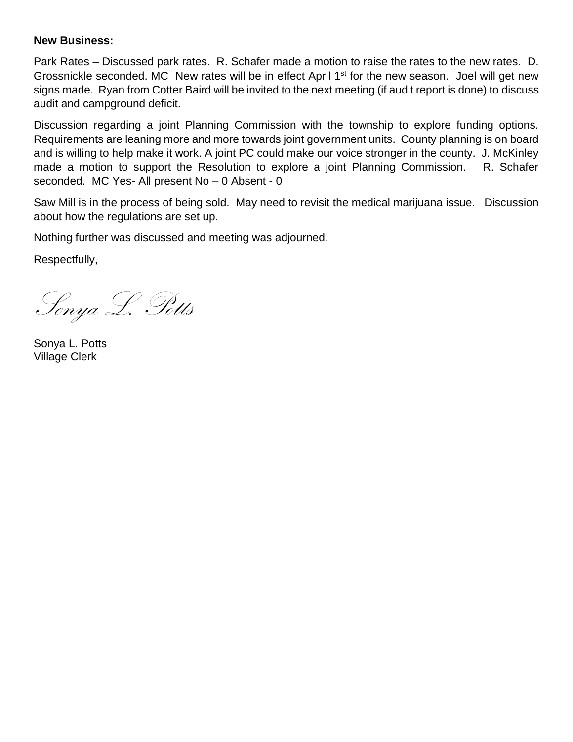**New Business:**

Park Rates – Discussed park rates. R. Schafer made a motion to raise the rates to the new rates. D. Grossnickle seconded. MC New rates will be in effect April 1st for the new season. Joel will get new signs made. Ryan from Cotter Baird will be invited to the next meeting (if audit report is done) to discuss audit and campground deficit.

Discussion regarding a joint Planning Commission with the township to explore funding options. Requirements are leaning more and more towards joint government units. County planning is on board and is willing to help make it work. A joint PC could make our voice stronger in the county. J. McKinley made a motion to support the Resolution to explore a joint Planning Commission. R. Schafer seconded. MC Yes- All present No – 0 Absent - 0

Saw Mill is in the process of being sold. May need to revisit the medical marijuana issue. Discussion about how the regulations are set up.

Nothing further was discussed and meeting was adjourned.

Respectfully,

*Sonya L. Potts*

Sonya L. Potts
Village Clerk